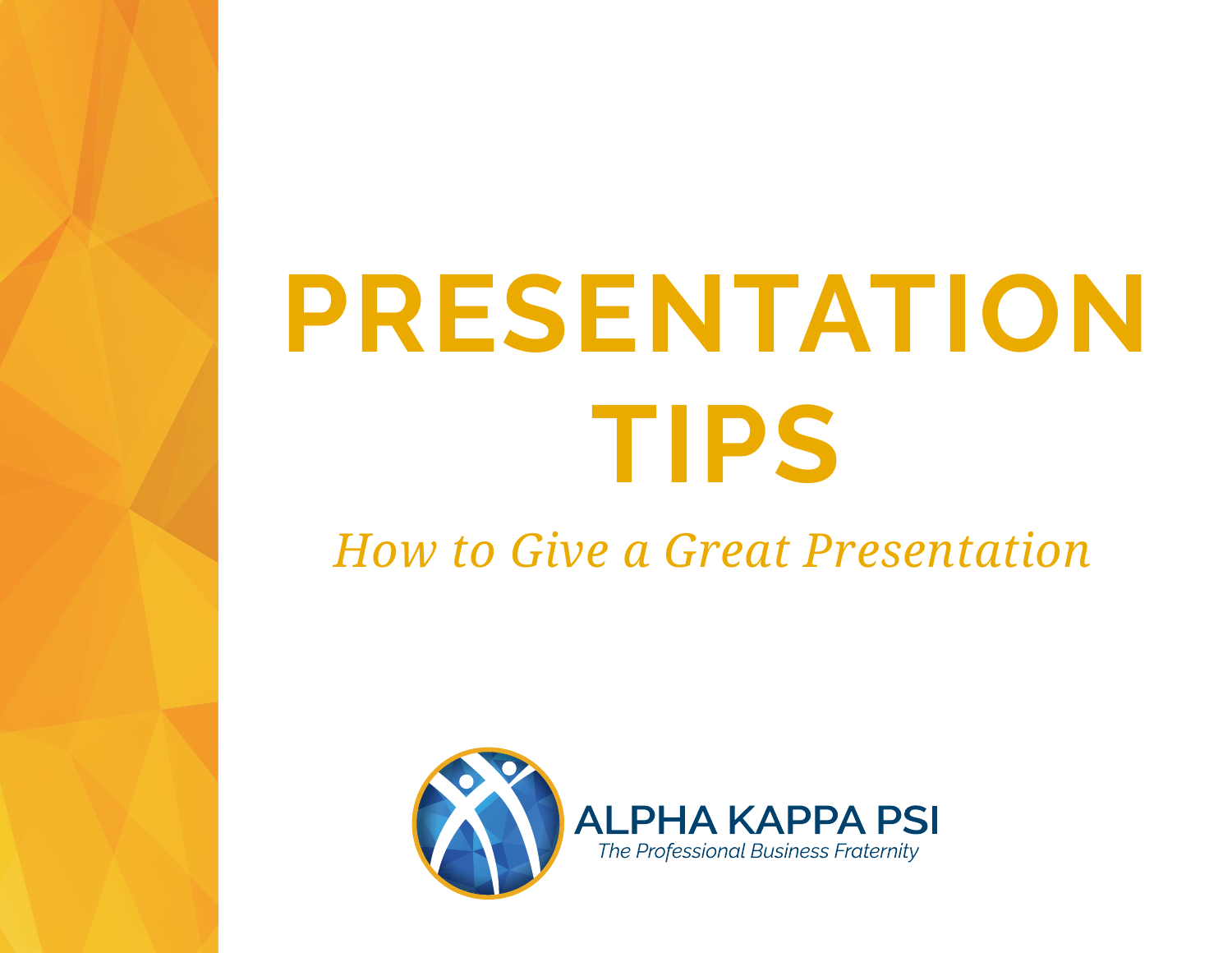# PRESENTATION TIPS

*How to Give a Great Presentation*

ALPHA KAPPA PSI

*The Professional Business Fraternity*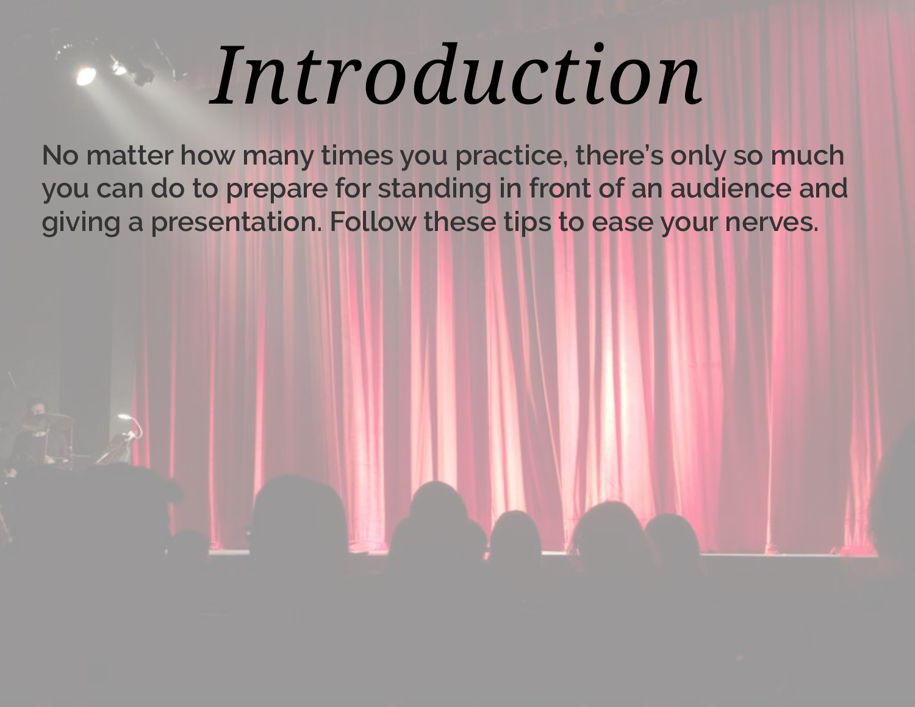# *Introduction*

**No matter how many times you practice, there's only so much you can do to prepare for standing in front of an audience and giving a presentation. Follow these tips to ease your nerves.**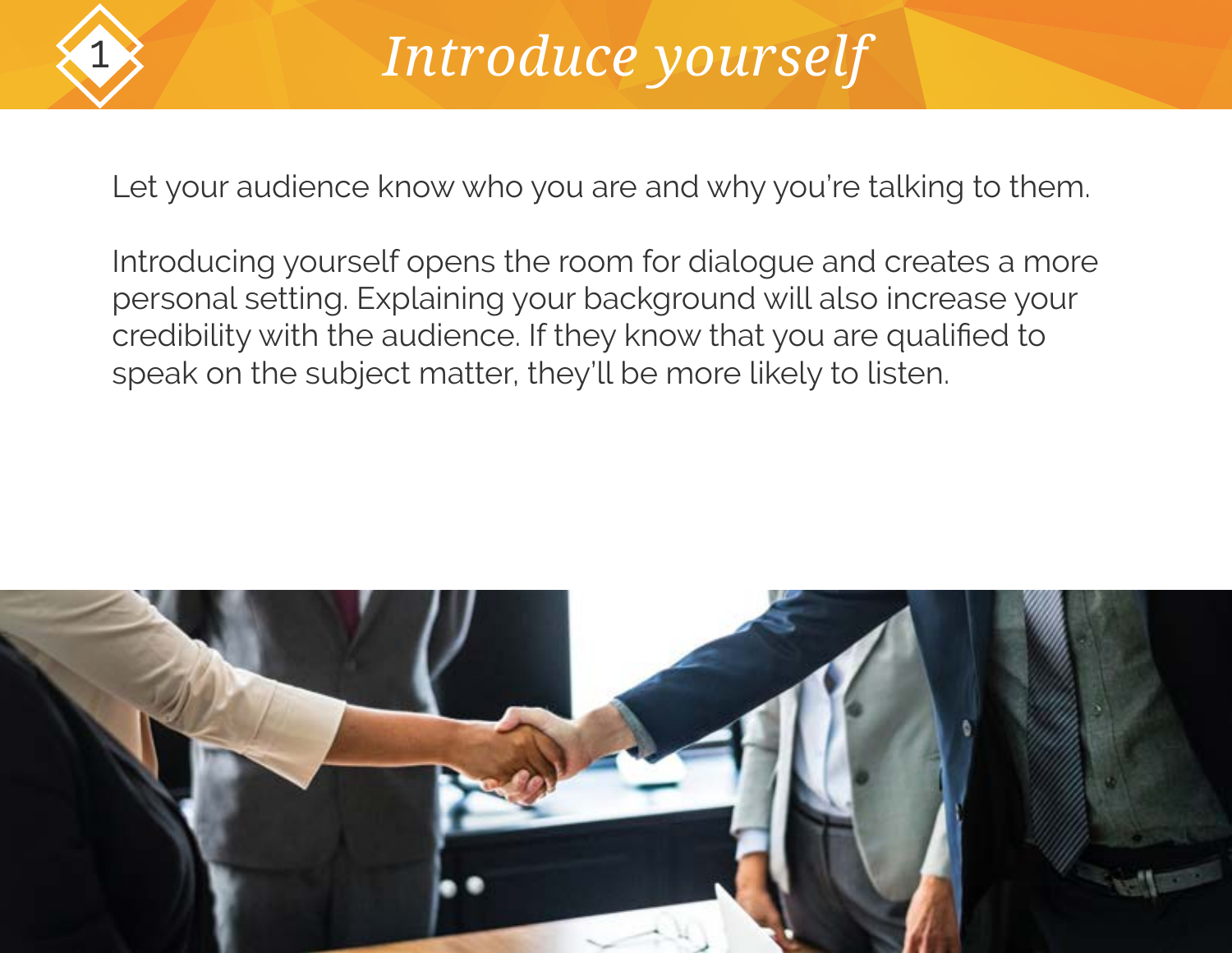# 1 *Introduce yourself*

Let your audience know who you are and why you're talking to them.

Introducing yourself opens the room for dialogue and creates a more personal setting. Explaining your background will also increase your credibility with the audience. If they know that you are qualified to speak on the subject matter, they'll be more likely to listen.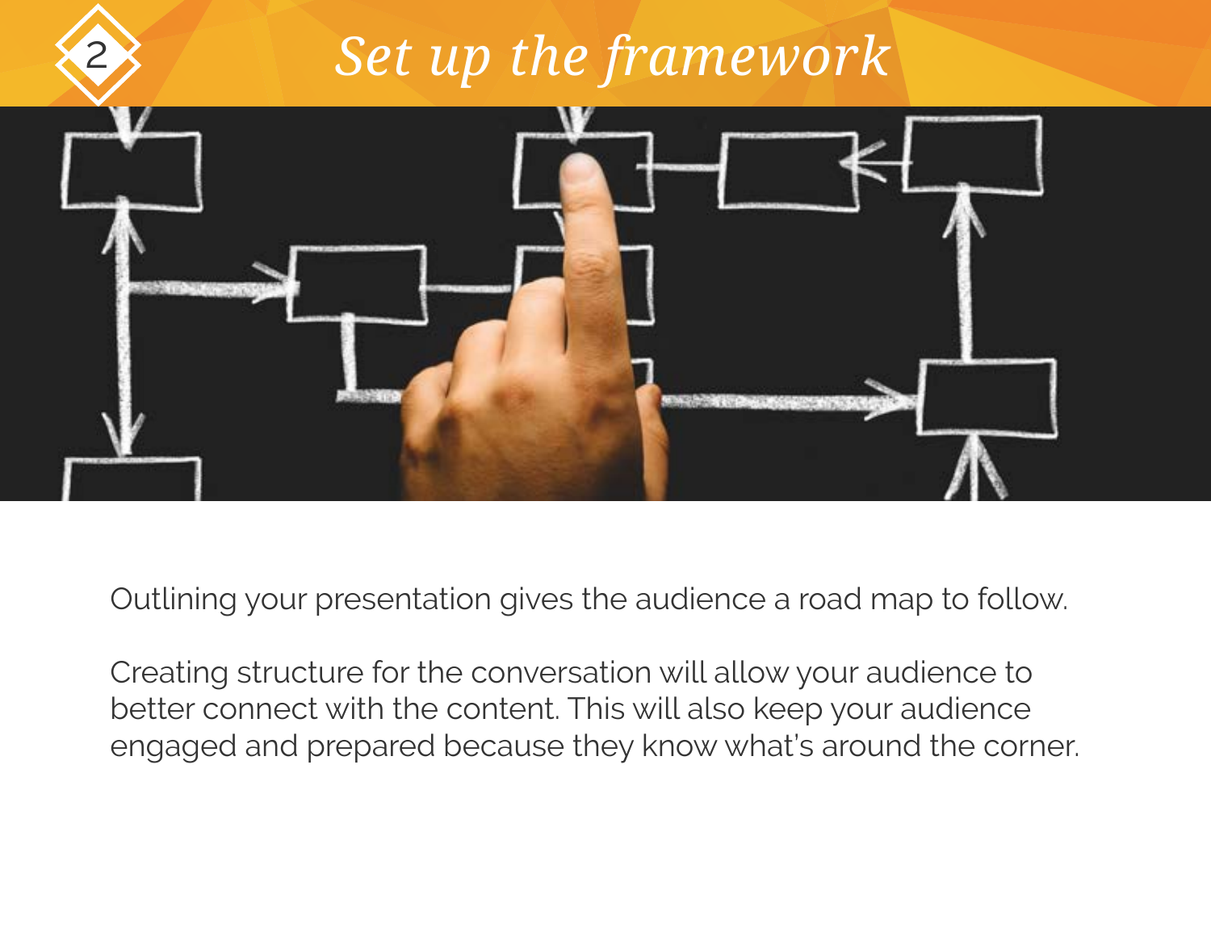## 2 *Set up the framework*

Outlining your presentation gives the audience a road map to follow.

Creating structure for the conversation will allow your audience to better connect with the content. This will also keep your audience engaged and prepared because they know what's around the corner.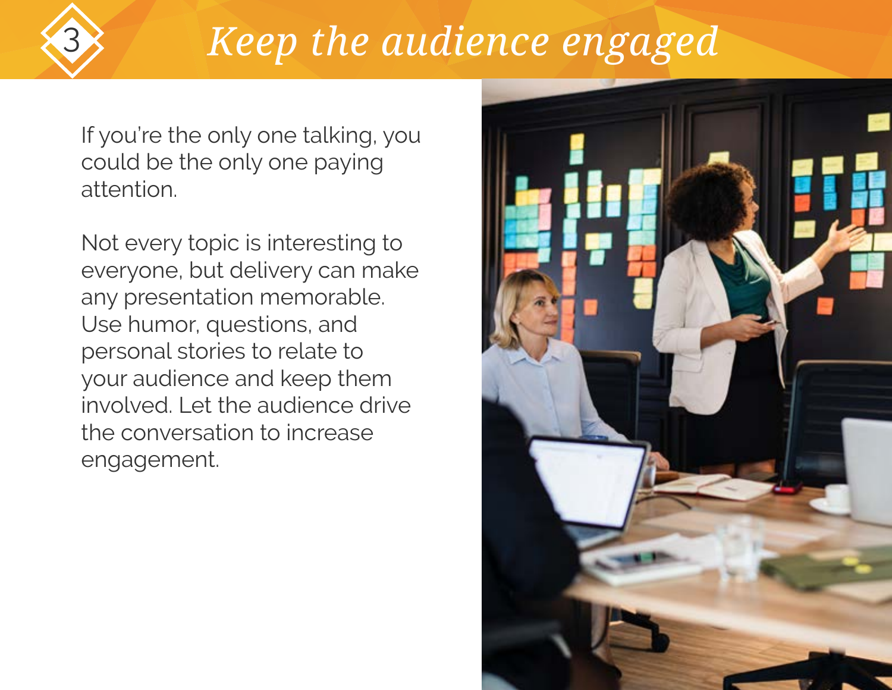# 3 Keep the audience engaged

If you're the only one talking, you could be the only one paying attention.

Not every topic is interesting to everyone, but delivery can make any presentation memorable. Use humor, questions, and personal stories to relate to your audience and keep them involved. Let the audience drive the conversation to increase engagement.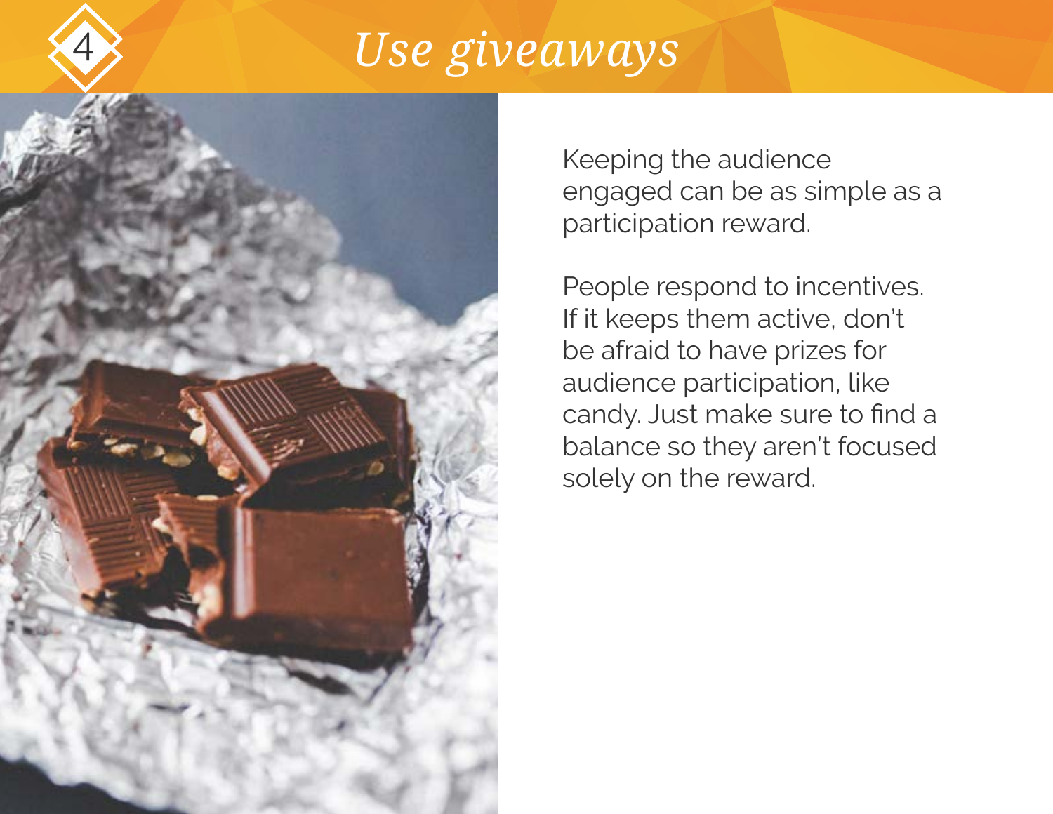# 4 *Use giveaways*

Keeping the audience engaged can be as simple as a participation reward.

People respond to incentives. If it keeps them active, don't be afraid to have prizes for audience participation, like candy. Just make sure to find a balance so they aren't focused solely on the reward.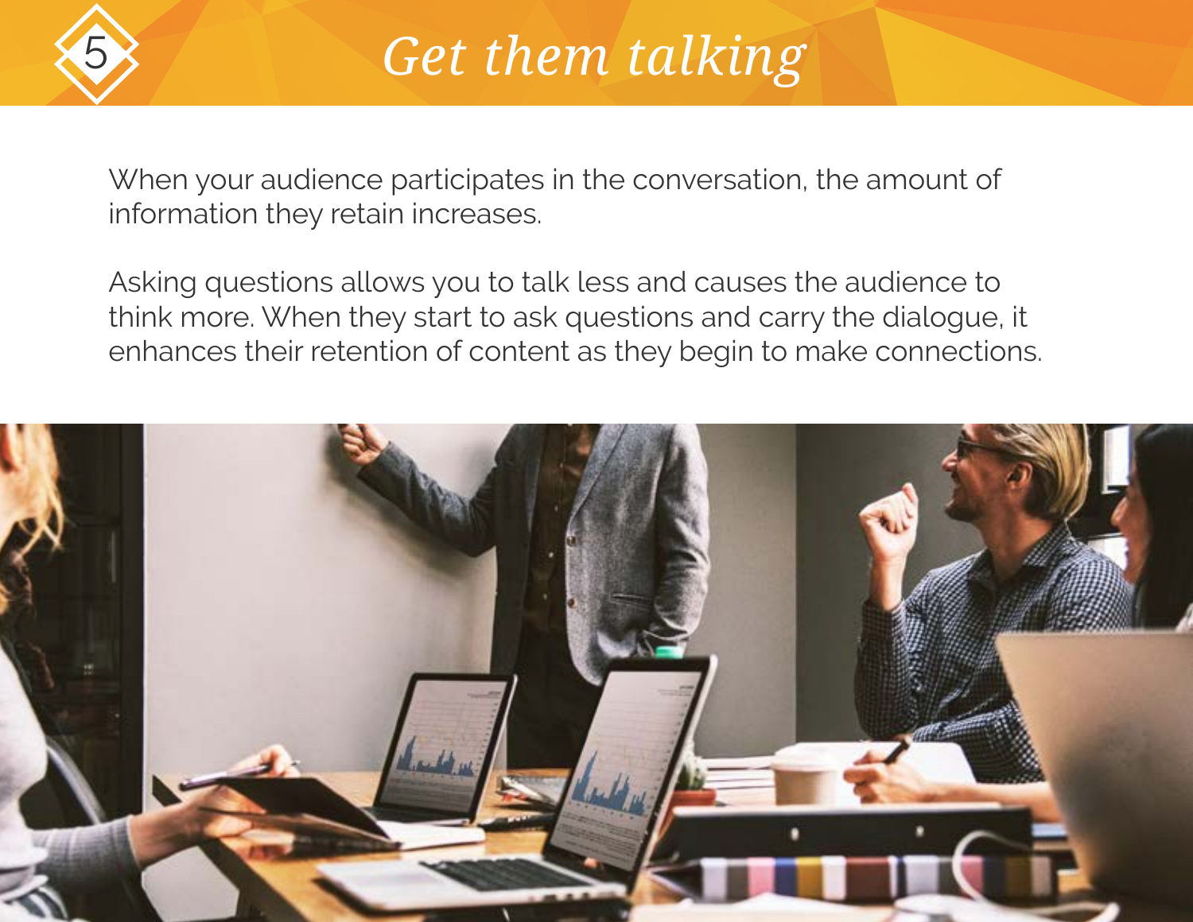# 5 Get them talking

When your audience participates in the conversation, the amount of information they retain increases.

Asking questions allows you to talk less and causes the audience to think more. When they start to ask questions and carry the dialogue, it enhances their retention of content as they begin to make connections.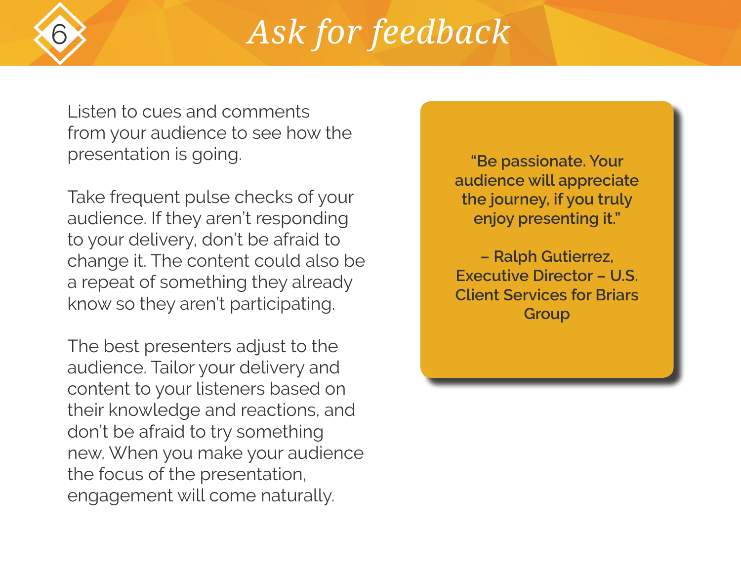# 6 *Ask for feedback*

Listen to cues and comments from your audience to see how the presentation is going.

Take frequent pulse checks of your audience. If they aren't responding to your delivery, don't be afraid to change it. The content could also be a repeat of something they already know so they aren't participating.

The best presenters adjust to the audience. Tailor your delivery and content to your listeners based on their knowledge and reactions, and don't be afraid to try something new. When you make your audience the focus of the presentation, engagement will come naturally.

> **"Be passionate. Your audience will appreciate the journey, if you truly enjoy presenting it."**
>
> **– Ralph Gutierrez, Executive Director – U.S. Client Services for Briars Group**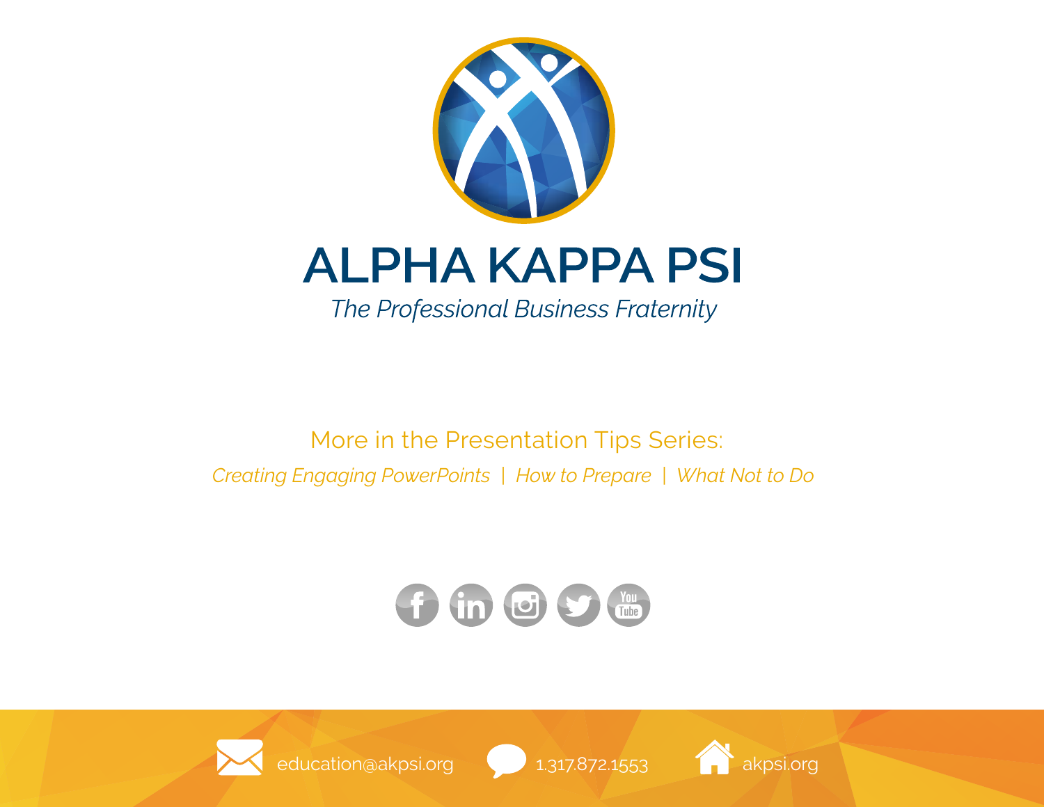# ALPHA KAPPA PSI

*The Professional Business Fraternity*

More in the Presentation Tips Series:

*Creating Engaging PowerPoints* | *How to Prepare* | *What Not to Do*

education@akpsi.org 1.317.872.1553 akpsi.org